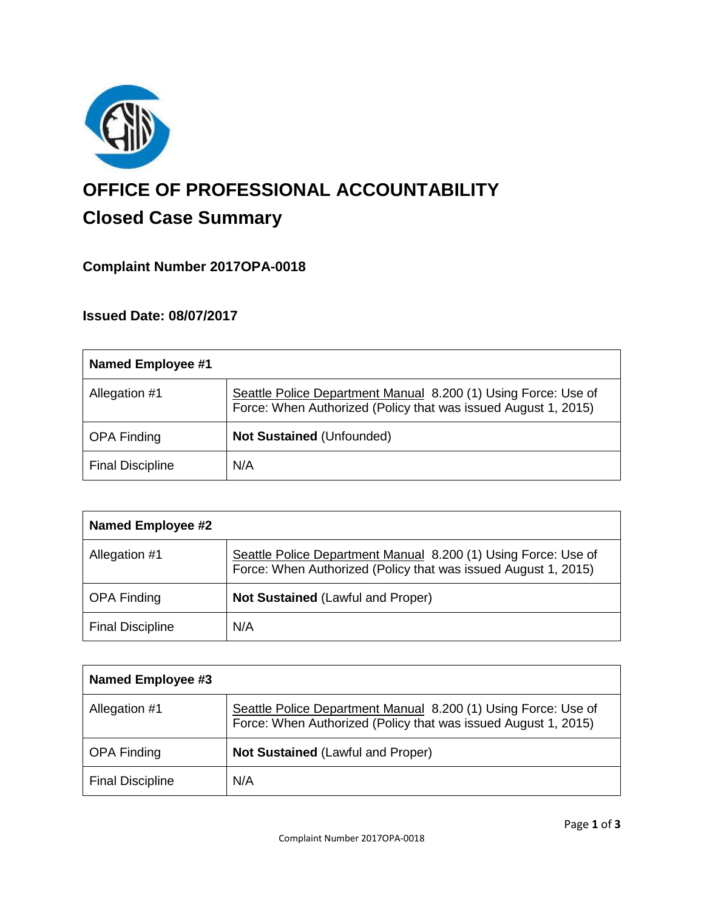# OFFICE OF PROFESSIONAL ACCOUNTABILITY

## Closed Case Summary

### Complaint Number 2017OPA-0018

### Issued Date: 08/07/2017

| Named Employee #1 | |
|---|---|
| Allegation #1 | Seattle Police Department Manual 8.200 (1) Using Force: Use of Force: When Authorized (Policy that was issued August 1, 2015) |
| OPA Finding | **Not Sustained** (Unfounded) |
| Final Discipline | N/A |

| Named Employee #2 | |
|---|---|
| Allegation #1 | Seattle Police Department Manual 8.200 (1) Using Force: Use of Force: When Authorized (Policy that was issued August 1, 2015) |
| OPA Finding | **Not Sustained** (Lawful and Proper) |
| Final Discipline | N/A |

| Named Employee #3 | |
|---|---|
| Allegation #1 | Seattle Police Department Manual 8.200 (1) Using Force: Use of Force: When Authorized (Policy that was issued August 1, 2015) |
| OPA Finding | **Not Sustained** (Lawful and Proper) |
| Final Discipline | N/A |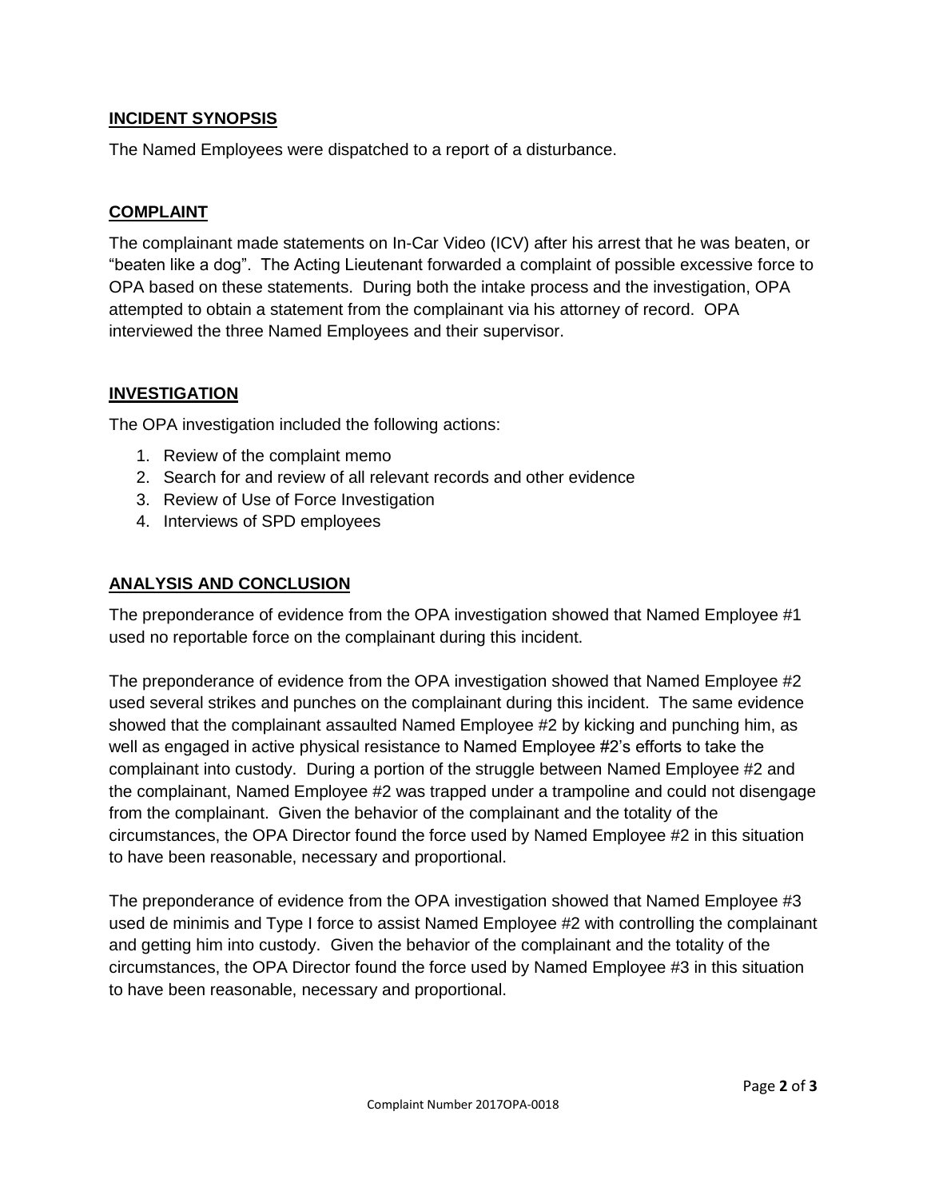## INCIDENT SYNOPSIS

The Named Employees were dispatched to a report of a disturbance.

## COMPLAINT

The complainant made statements on In-Car Video (ICV) after his arrest that he was beaten, or "beaten like a dog". The Acting Lieutenant forwarded a complaint of possible excessive force to OPA based on these statements. During both the intake process and the investigation, OPA attempted to obtain a statement from the complainant via his attorney of record. OPA interviewed the three Named Employees and their supervisor.

## INVESTIGATION

The OPA investigation included the following actions:

1. Review of the complaint memo
2. Search for and review of all relevant records and other evidence
3. Review of Use of Force Investigation
4. Interviews of SPD employees

## ANALYSIS AND CONCLUSION

The preponderance of evidence from the OPA investigation showed that Named Employee #1 used no reportable force on the complainant during this incident.

The preponderance of evidence from the OPA investigation showed that Named Employee #2 used several strikes and punches on the complainant during this incident. The same evidence showed that the complainant assaulted Named Employee #2 by kicking and punching him, as well as engaged in active physical resistance to Named Employee #2's efforts to take the complainant into custody. During a portion of the struggle between Named Employee #2 and the complainant, Named Employee #2 was trapped under a trampoline and could not disengage from the complainant. Given the behavior of the complainant and the totality of the circumstances, the OPA Director found the force used by Named Employee #2 in this situation to have been reasonable, necessary and proportional.

The preponderance of evidence from the OPA investigation showed that Named Employee #3 used de minimis and Type I force to assist Named Employee #2 with controlling the complainant and getting him into custody. Given the behavior of the complainant and the totality of the circumstances, the OPA Director found the force used by Named Employee #3 in this situation to have been reasonable, necessary and proportional.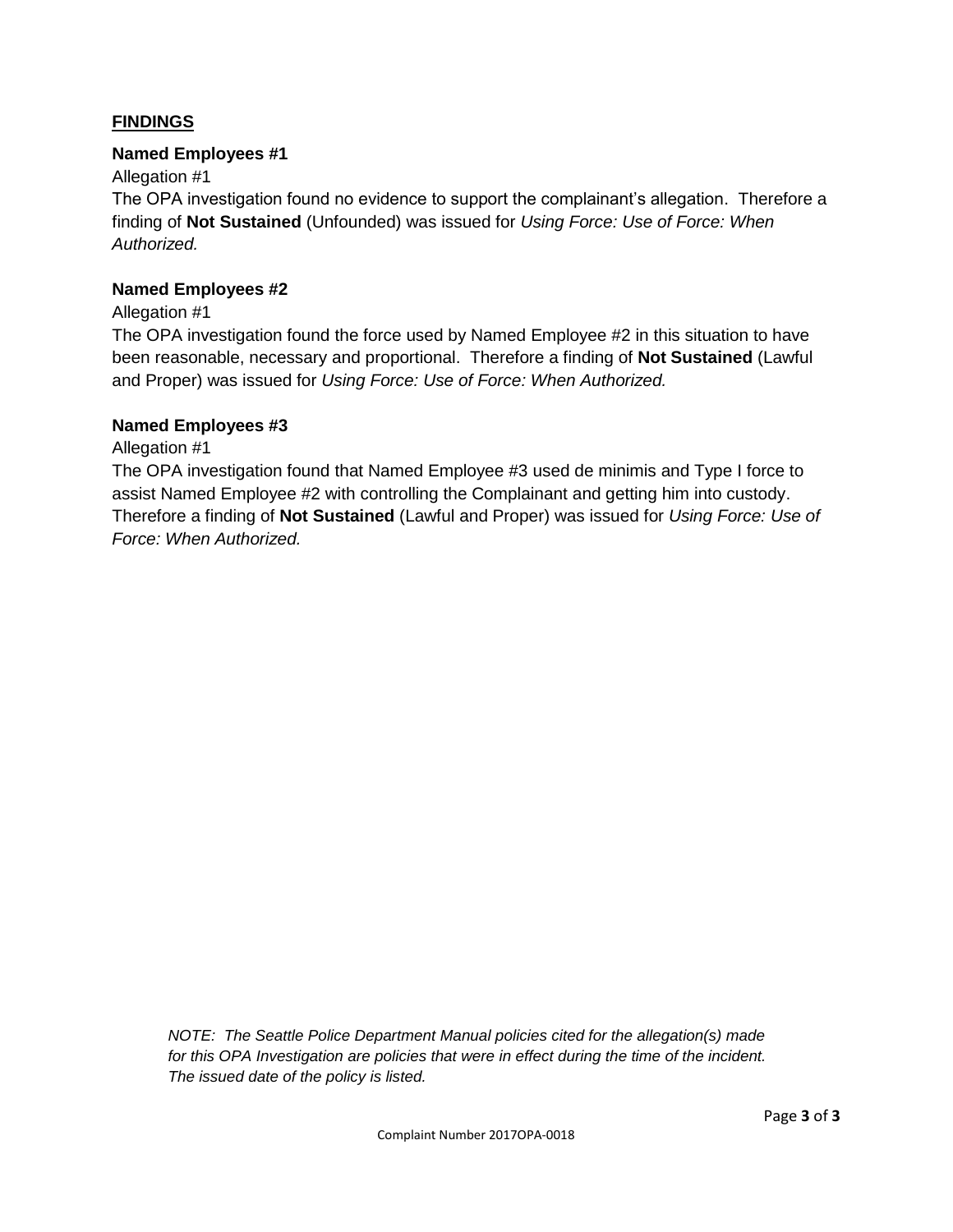## FINDINGS

**Named Employees #1**

Allegation #1

The OPA investigation found no evidence to support the complainant's allegation. Therefore a finding of **Not Sustained** (Unfounded) was issued for *Using Force: Use of Force: When Authorized.*

**Named Employees #2**

Allegation #1

The OPA investigation found the force used by Named Employee #2 in this situation to have been reasonable, necessary and proportional. Therefore a finding of **Not Sustained** (Lawful and Proper) was issued for *Using Force: Use of Force: When Authorized.*

**Named Employees #3**

Allegation #1

The OPA investigation found that Named Employee #3 used de minimis and Type I force to assist Named Employee #2 with controlling the Complainant and getting him into custody. Therefore a finding of **Not Sustained** (Lawful and Proper) was issued for *Using Force: Use of Force: When Authorized.*

*NOTE: The Seattle Police Department Manual policies cited for the allegation(s) made for this OPA Investigation are policies that were in effect during the time of the incident. The issued date of the policy is listed.*

Complaint Number 2017OPA-0018